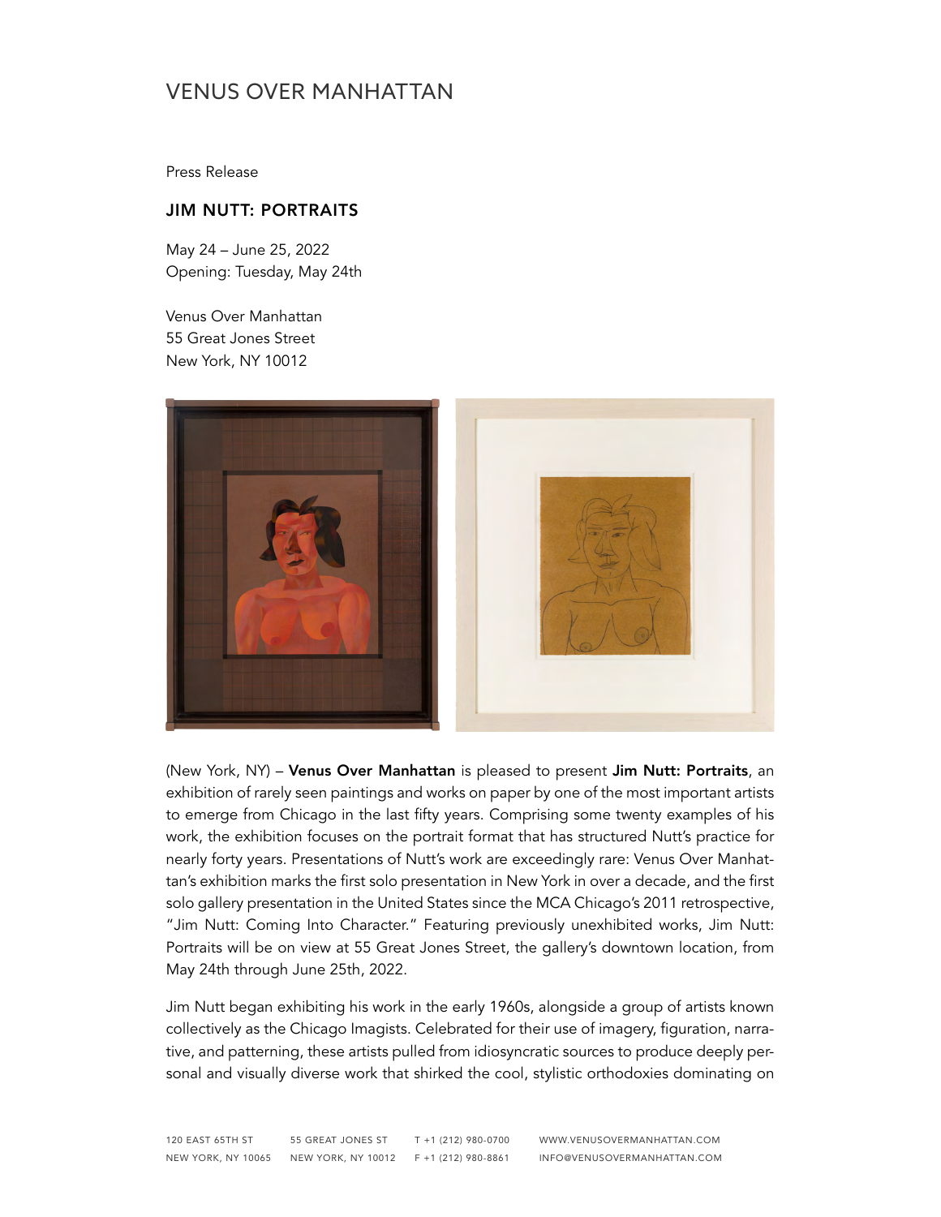# VENUS OVER MANHATTAN

Press Release

## JIM NUTT: PORTRAITS

May 24 – June 25, 2022
Opening: Tuesday, May 24th

Venus Over Manhattan
55 Great Jones Street
New York, NY 10012

(New York, NY) – **Venus Over Manhattan** is pleased to present **Jim Nutt: Portraits**, an exhibition of rarely seen paintings and works on paper by one of the most important artists to emerge from Chicago in the last fifty years. Comprising some twenty examples of his work, the exhibition focuses on the portrait format that has structured Nutt's practice for nearly forty years. Presentations of Nutt's work are exceedingly rare: Venus Over Manhattan's exhibition marks the first solo presentation in New York in over a decade, and the first solo gallery presentation in the United States since the MCA Chicago's 2011 retrospective, "Jim Nutt: Coming Into Character." Featuring previously unexhibited works, Jim Nutt: Portraits will be on view at 55 Great Jones Street, the gallery's downtown location, from May 24th through June 25th, 2022.

Jim Nutt began exhibiting his work in the early 1960s, alongside a group of artists known collectively as the Chicago Imagists. Celebrated for their use of imagery, figuration, narrative, and patterning, these artists pulled from idiosyncratic sources to produce deeply personal and visually diverse work that shirked the cool, stylistic orthodoxies dominating on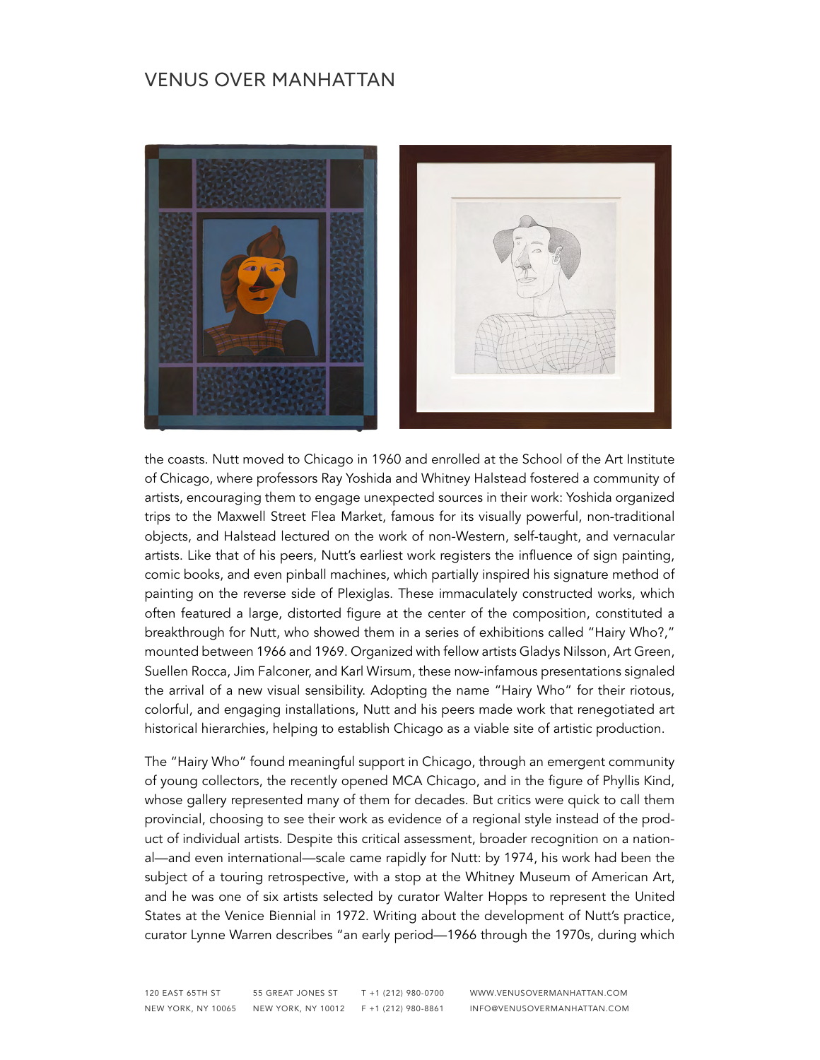the coasts. Nutt moved to Chicago in 1960 and enrolled at the School of the Art Institute of Chicago, where professors Ray Yoshida and Whitney Halstead fostered a community of artists, encouraging them to engage unexpected sources in their work: Yoshida organized trips to the Maxwell Street Flea Market, famous for its visually powerful, non-traditional objects, and Halstead lectured on the work of non-Western, self-taught, and vernacular artists. Like that of his peers, Nutt's earliest work registers the influence of sign painting, comic books, and even pinball machines, which partially inspired his signature method of painting on the reverse side of Plexiglas. These immaculately constructed works, which often featured a large, distorted figure at the center of the composition, constituted a breakthrough for Nutt, who showed them in a series of exhibitions called "Hairy Who?," mounted between 1966 and 1969. Organized with fellow artists Gladys Nilsson, Art Green, Suellen Rocca, Jim Falconer, and Karl Wirsum, these now-infamous presentations signaled the arrival of a new visual sensibility. Adopting the name "Hairy Who" for their riotous, colorful, and engaging installations, Nutt and his peers made work that renegotiated art historical hierarchies, helping to establish Chicago as a viable site of artistic production.

The "Hairy Who" found meaningful support in Chicago, through an emergent community of young collectors, the recently opened MCA Chicago, and in the figure of Phyllis Kind, whose gallery represented many of them for decades. But critics were quick to call them provincial, choosing to see their work as evidence of a regional style instead of the product of individual artists. Despite this critical assessment, broader recognition on a national—and even international—scale came rapidly for Nutt: by 1974, his work had been the subject of a touring retrospective, with a stop at the Whitney Museum of American Art, and he was one of six artists selected by curator Walter Hopps to represent the United States at the Venice Biennial in 1972. Writing about the development of Nutt's practice, curator Lynne Warren describes "an early period—1966 through the 1970s, during which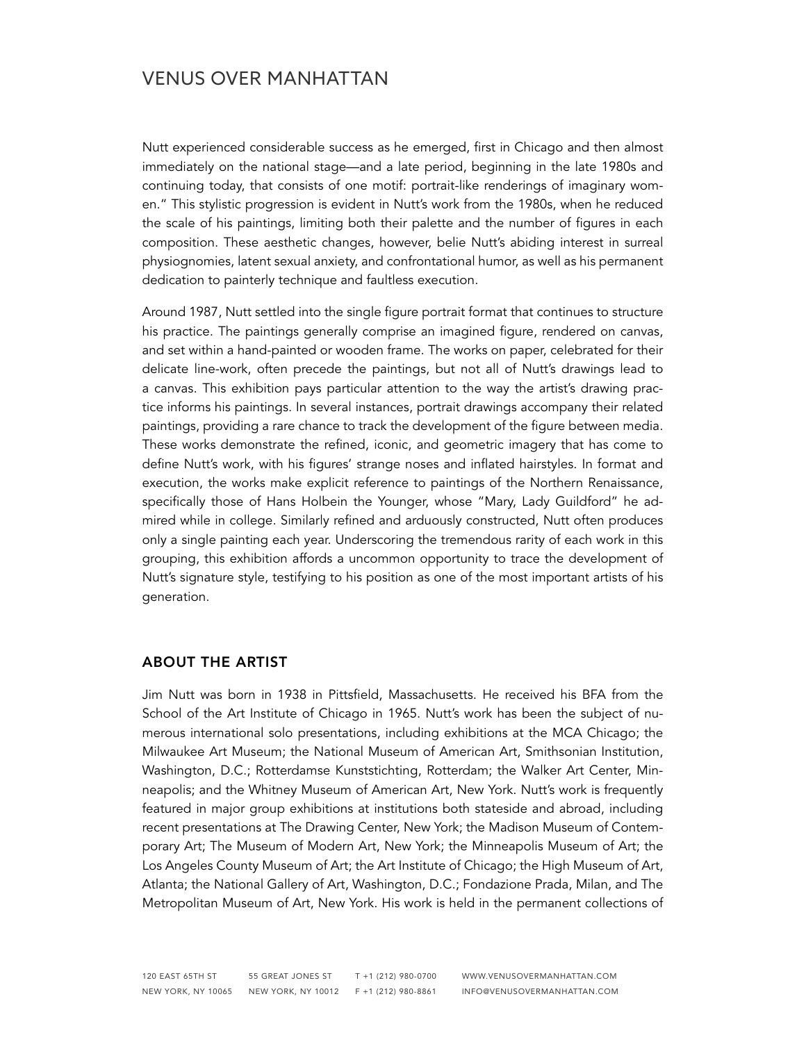Nutt experienced considerable success as he emerged, first in Chicago and then almost immediately on the national stage—and a late period, beginning in the late 1980s and continuing today, that consists of one motif: portrait-like renderings of imaginary women." This stylistic progression is evident in Nutt's work from the 1980s, when he reduced the scale of his paintings, limiting both their palette and the number of figures in each composition. These aesthetic changes, however, belie Nutt's abiding interest in surreal physiognomies, latent sexual anxiety, and confrontational humor, as well as his permanent dedication to painterly technique and faultless execution.

Around 1987, Nutt settled into the single figure portrait format that continues to structure his practice. The paintings generally comprise an imagined figure, rendered on canvas, and set within a hand-painted or wooden frame. The works on paper, celebrated for their delicate line-work, often precede the paintings, but not all of Nutt's drawings lead to a canvas. This exhibition pays particular attention to the way the artist's drawing practice informs his paintings. In several instances, portrait drawings accompany their related paintings, providing a rare chance to track the development of the figure between media. These works demonstrate the refined, iconic, and geometric imagery that has come to define Nutt's work, with his figures' strange noses and inflated hairstyles. In format and execution, the works make explicit reference to paintings of the Northern Renaissance, specifically those of Hans Holbein the Younger, whose "Mary, Lady Guildford" he admired while in college. Similarly refined and arduously constructed, Nutt often produces only a single painting each year. Underscoring the tremendous rarity of each work in this grouping, this exhibition affords a uncommon opportunity to trace the development of Nutt's signature style, testifying to his position as one of the most important artists of his generation.

## ABOUT THE ARTIST

Jim Nutt was born in 1938 in Pittsfield, Massachusetts. He received his BFA from the School of the Art Institute of Chicago in 1965. Nutt's work has been the subject of numerous international solo presentations, including exhibitions at the MCA Chicago; the Milwaukee Art Museum; the National Museum of American Art, Smithsonian Institution, Washington, D.C.; Rotterdamse Kunststichting, Rotterdam; the Walker Art Center, Minneapolis; and the Whitney Museum of American Art, New York. Nutt's work is frequently featured in major group exhibitions at institutions both stateside and abroad, including recent presentations at The Drawing Center, New York; the Madison Museum of Contemporary Art; The Museum of Modern Art, New York; the Minneapolis Museum of Art; the Los Angeles County Museum of Art; the Art Institute of Chicago; the High Museum of Art, Atlanta; the National Gallery of Art, Washington, D.C.; Fondazione Prada, Milan, and The Metropolitan Museum of Art, New York. His work is held in the permanent collections of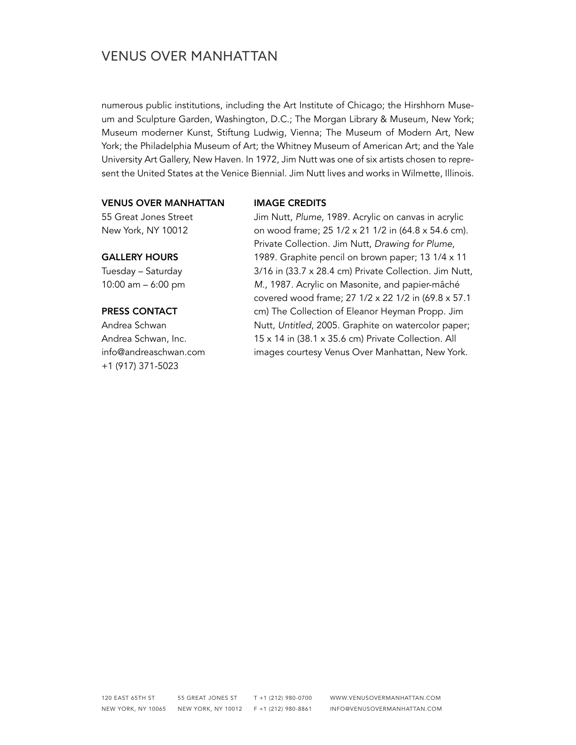numerous public institutions, including the Art Institute of Chicago; the Hirshhorn Museum and Sculpture Garden, Washington, D.C.; The Morgan Library & Museum, New York; Museum moderner Kunst, Stiftung Ludwig, Vienna; The Museum of Modern Art, New York; the Philadelphia Museum of Art; the Whitney Museum of American Art; and the Yale University Art Gallery, New Haven. In 1972, Jim Nutt was one of six artists chosen to represent the United States at the Venice Biennial. Jim Nutt lives and works in Wilmette, Illinois.

**VENUS OVER MANHATTAN**
55 Great Jones Street
New York, NY 10012

**GALLERY HOURS**
Tuesday – Saturday
10:00 am – 6:00 pm

**PRESS CONTACT**
Andrea Schwan
Andrea Schwan, Inc.
info@andreaschwan.com
+1 (917) 371-5023

**IMAGE CREDITS**
Jim Nutt, *Plume*, 1989. Acrylic on canvas in acrylic on wood frame; 25 1/2 x 21 1/2 in (64.8 x 54.6 cm). Private Collection. Jim Nutt, *Drawing for Plume*, 1989. Graphite pencil on brown paper; 13 1/4 x 11 3/16 in (33.7 x 28.4 cm) Private Collection. Jim Nutt, *M.*, 1987. Acrylic on Masonite, and papier-mâché covered wood frame; 27 1/2 x 22 1/2 in (69.8 x 57.1 cm) The Collection of Eleanor Heyman Propp. Jim Nutt, *Untitled*, 2005. Graphite on watercolor paper; 15 x 14 in (38.1 x 35.6 cm) Private Collection. All images courtesy Venus Over Manhattan, New York.